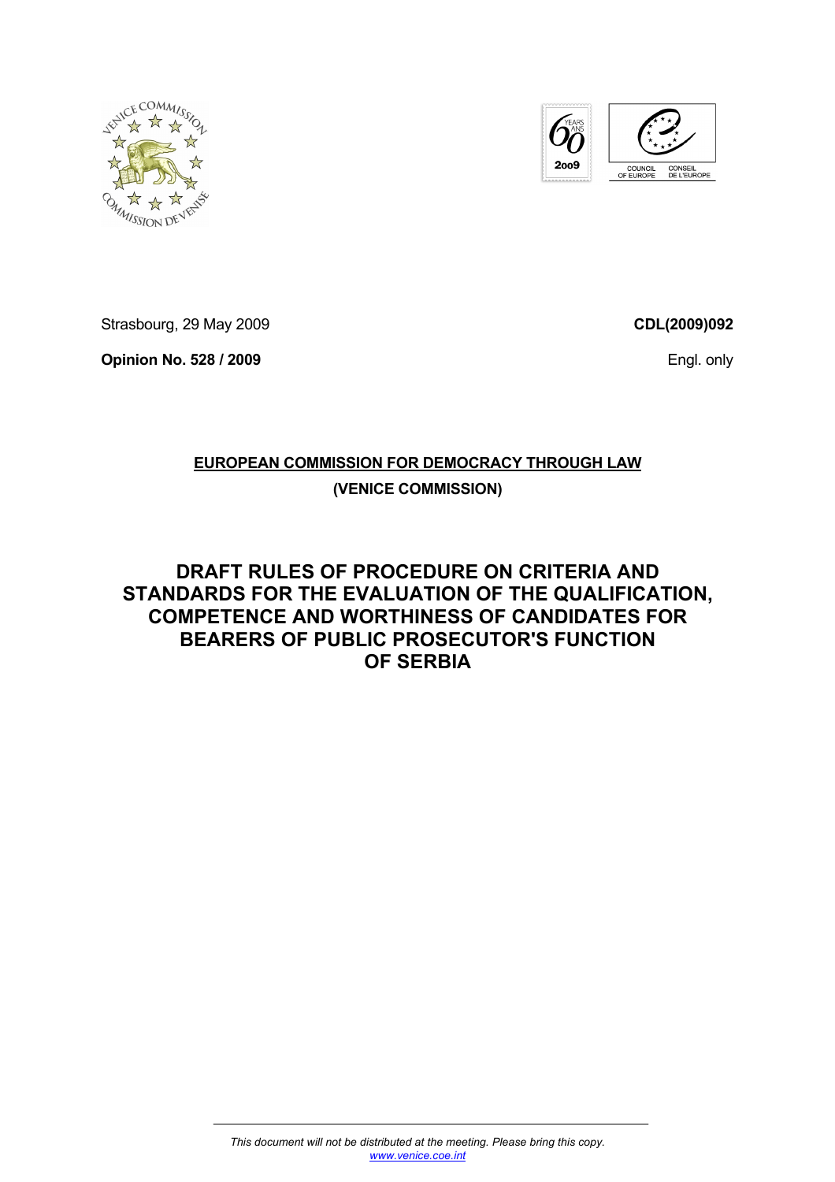Strasbourg, 29 May 2009

**CDL(2009)092**

**Opinion No. 528 / 2009**

Engl. only

**EUROPEAN COMMISSION FOR DEMOCRACY THROUGH LAW**

**(VENICE COMMISSION)**

# DRAFT RULES OF PROCEDURE ON CRITERIA AND STANDARDS FOR THE EVALUATION OF THE QUALIFICATION, COMPETENCE AND WORTHINESS OF CANDIDATES FOR BEARERS OF PUBLIC PROSECUTOR'S FUNCTION OF SERBIA

*This document will not be distributed at the meeting. Please bring this copy.*
*www.venice.coe.int*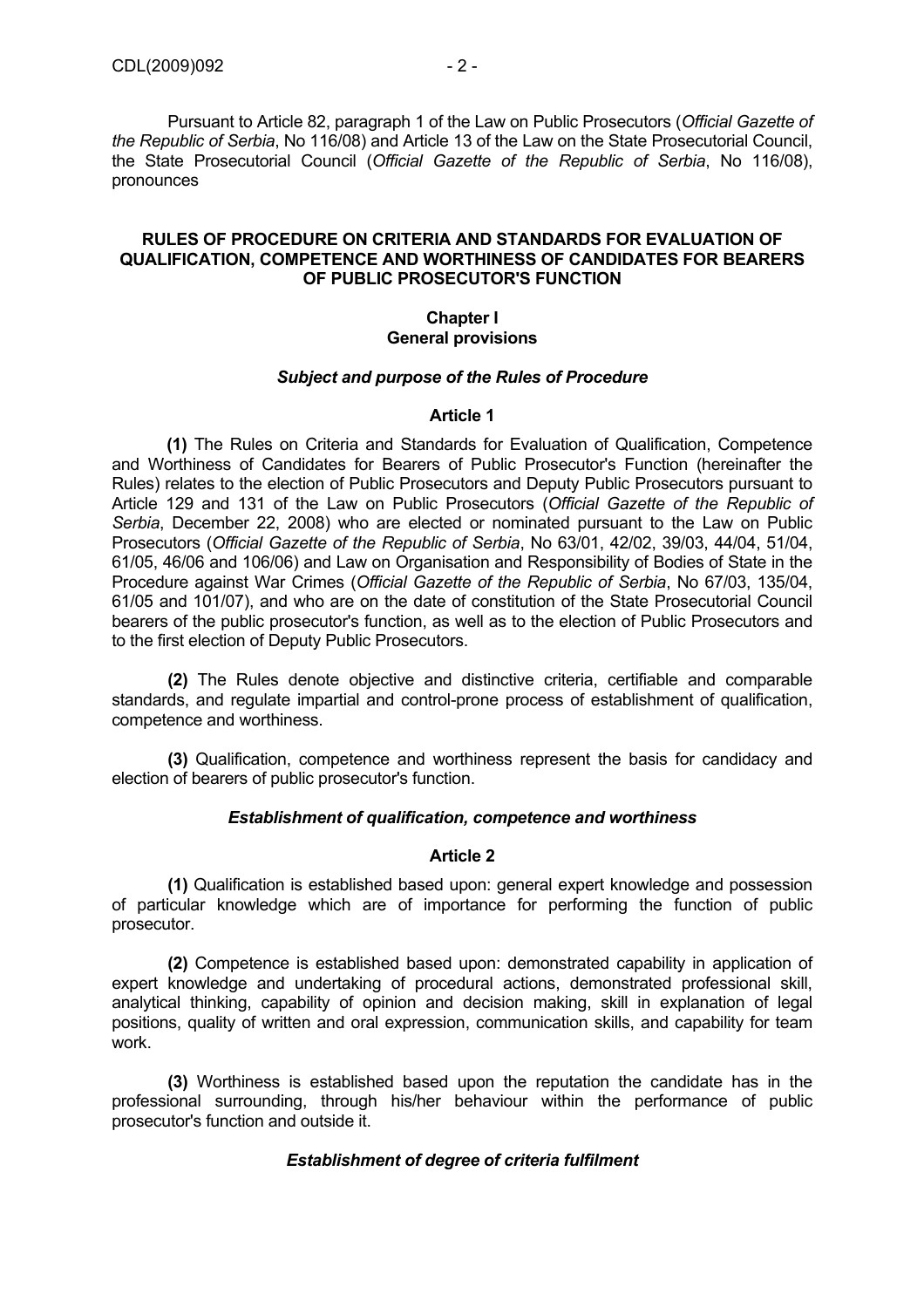Pursuant to Article 82, paragraph 1 of the Law on Public Prosecutors (*Official Gazette of the Republic of Serbia*, No 116/08) and Article 13 of the Law on the State Prosecutorial Council, the State Prosecutorial Council (*Official Gazette of the Republic of Serbia*, No 116/08), pronounces

## RULES OF PROCEDURE ON CRITERIA AND STANDARDS FOR EVALUATION OF QUALIFICATION, COMPETENCE AND WORTHINESS OF CANDIDATES FOR BEARERS OF PUBLIC PROSECUTOR'S FUNCTION

### Chapter I
### General provisions

#### *Subject and purpose of the Rules of Procedure*

**Article 1**

**(1)** The Rules on Criteria and Standards for Evaluation of Qualification, Competence and Worthiness of Candidates for Bearers of Public Prosecutor's Function (hereinafter the Rules) relates to the election of Public Prosecutors and Deputy Public Prosecutors pursuant to Article 129 and 131 of the Law on Public Prosecutors (*Official Gazette of the Republic of Serbia*, December 22, 2008) who are elected or nominated pursuant to the Law on Public Prosecutors (*Official Gazette of the Republic of Serbia*, No 63/01, 42/02, 39/03, 44/04, 51/04, 61/05, 46/06 and 106/06) and Law on Organisation and Responsibility of Bodies of State in the Procedure against War Crimes (*Official Gazette of the Republic of Serbia*, No 67/03, 135/04, 61/05 and 101/07), and who are on the date of constitution of the State Prosecutorial Council bearers of the public prosecutor's function, as well as to the election of Public Prosecutors and to the first election of Deputy Public Prosecutors.

**(2)** The Rules denote objective and distinctive criteria, certifiable and comparable standards, and regulate impartial and control-prone process of establishment of qualification, competence and worthiness.

**(3)** Qualification, competence and worthiness represent the basis for candidacy and election of bearers of public prosecutor's function.

#### *Establishment of qualification, competence and worthiness*

**Article 2**

**(1)** Qualification is established based upon: general expert knowledge and possession of particular knowledge which are of importance for performing the function of public prosecutor.

**(2)** Competence is established based upon: demonstrated capability in application of expert knowledge and undertaking of procedural actions, demonstrated professional skill, analytical thinking, capability of opinion and decision making, skill in explanation of legal positions, quality of written and oral expression, communication skills, and capability for team work.

**(3)** Worthiness is established based upon the reputation the candidate has in the professional surrounding, through his/her behaviour within the performance of public prosecutor's function and outside it.

#### *Establishment of degree of criteria fulfilment*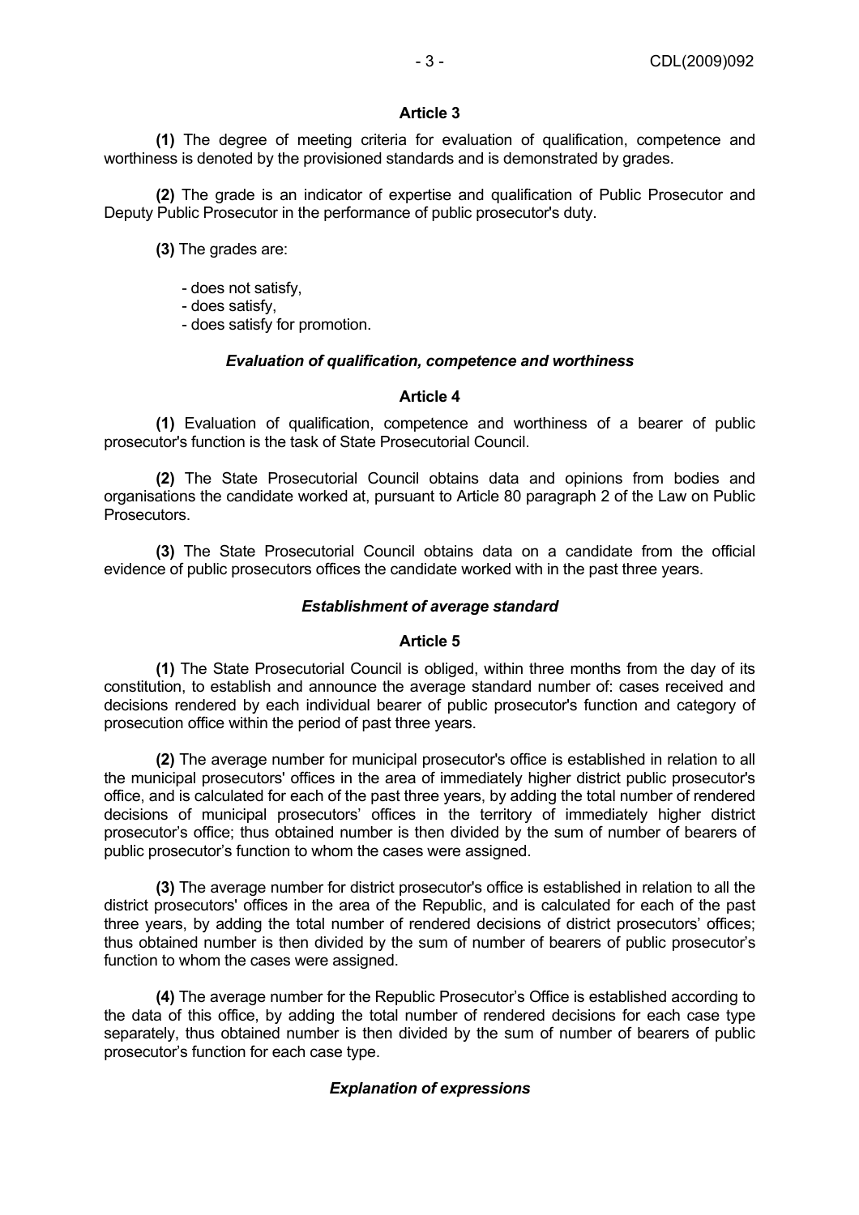### Article 3

**(1)** The degree of meeting criteria for evaluation of qualification, competence and worthiness is denoted by the provisioned standards and is demonstrated by grades.

**(2)** The grade is an indicator of expertise and qualification of Public Prosecutor and Deputy Public Prosecutor in the performance of public prosecutor's duty.

**(3)** The grades are:

- does not satisfy,
- does satisfy,
- does satisfy for promotion.

### *Evaluation of qualification, competence and worthiness*

### Article 4

**(1)** Evaluation of qualification, competence and worthiness of a bearer of public prosecutor's function is the task of State Prosecutorial Council.

**(2)** The State Prosecutorial Council obtains data and opinions from bodies and organisations the candidate worked at, pursuant to Article 80 paragraph 2 of the Law on Public Prosecutors.

**(3)** The State Prosecutorial Council obtains data on a candidate from the official evidence of public prosecutors offices the candidate worked with in the past three years.

### *Establishment of average standard*

### Article 5

**(1)** The State Prosecutorial Council is obliged, within three months from the day of its constitution, to establish and announce the average standard number of: cases received and decisions rendered by each individual bearer of public prosecutor's function and category of prosecution office within the period of past three years.

**(2)** The average number for municipal prosecutor's office is established in relation to all the municipal prosecutors' offices in the area of immediately higher district public prosecutor's office, and is calculated for each of the past three years, by adding the total number of rendered decisions of municipal prosecutors' offices in the territory of immediately higher district prosecutor's office; thus obtained number is then divided by the sum of number of bearers of public prosecutor's function to whom the cases were assigned.

**(3)** The average number for district prosecutor's office is established in relation to all the district prosecutors' offices in the area of the Republic, and is calculated for each of the past three years, by adding the total number of rendered decisions of district prosecutors' offices; thus obtained number is then divided by the sum of number of bearers of public prosecutor's function to whom the cases were assigned.

**(4)** The average number for the Republic Prosecutor's Office is established according to the data of this office, by adding the total number of rendered decisions for each case type separately, thus obtained number is then divided by the sum of number of bearers of public prosecutor's function for each case type.

### *Explanation of expressions*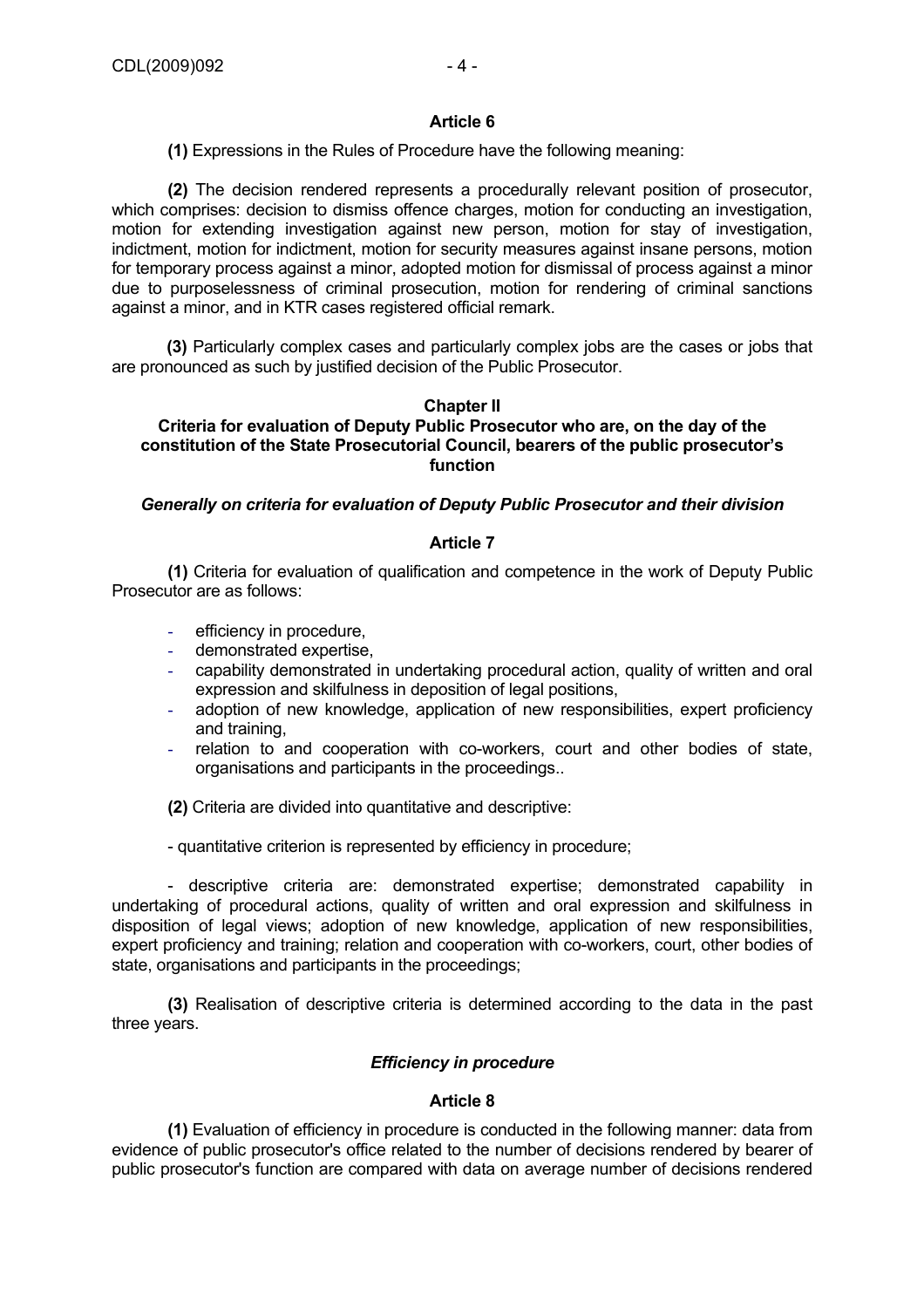### Article 6

**(1)** Expressions in the Rules of Procedure have the following meaning:

**(2)** The decision rendered represents a procedurally relevant position of prosecutor, which comprises: decision to dismiss offence charges, motion for conducting an investigation, motion for extending investigation against new person, motion for stay of investigation, indictment, motion for indictment, motion for security measures against insane persons, motion for temporary process against a minor, adopted motion for dismissal of process against a minor due to purposelessness of criminal prosecution, motion for rendering of criminal sanctions against a minor, and in KTR cases registered official remark.

**(3)** Particularly complex cases and particularly complex jobs are the cases or jobs that are pronounced as such by justified decision of the Public Prosecutor.

## Chapter II
## Criteria for evaluation of Deputy Public Prosecutor who are, on the day of the constitution of the State Prosecutorial Council, bearers of the public prosecutor's function

### *Generally on criteria for evaluation of Deputy Public Prosecutor and their division*

### Article 7

**(1)** Criteria for evaluation of qualification and competence in the work of Deputy Public Prosecutor are as follows:

- efficiency in procedure,
- demonstrated expertise,
- capability demonstrated in undertaking procedural action, quality of written and oral expression and skilfulness in deposition of legal positions,
- adoption of new knowledge, application of new responsibilities, expert proficiency and training,
- relation to and cooperation with co-workers, court and other bodies of state, organisations and participants in the proceedings..

**(2)** Criteria are divided into quantitative and descriptive:

- quantitative criterion is represented by efficiency in procedure;

- descriptive criteria are: demonstrated expertise; demonstrated capability in undertaking of procedural actions, quality of written and oral expression and skilfulness in disposition of legal views; adoption of new knowledge, application of new responsibilities, expert proficiency and training; relation and cooperation with co-workers, court, other bodies of state, organisations and participants in the proceedings;

**(3)** Realisation of descriptive criteria is determined according to the data in the past three years.

### *Efficiency in procedure*

### Article 8

**(1)** Evaluation of efficiency in procedure is conducted in the following manner: data from evidence of public prosecutor's office related to the number of decisions rendered by bearer of public prosecutor's function are compared with data on average number of decisions rendered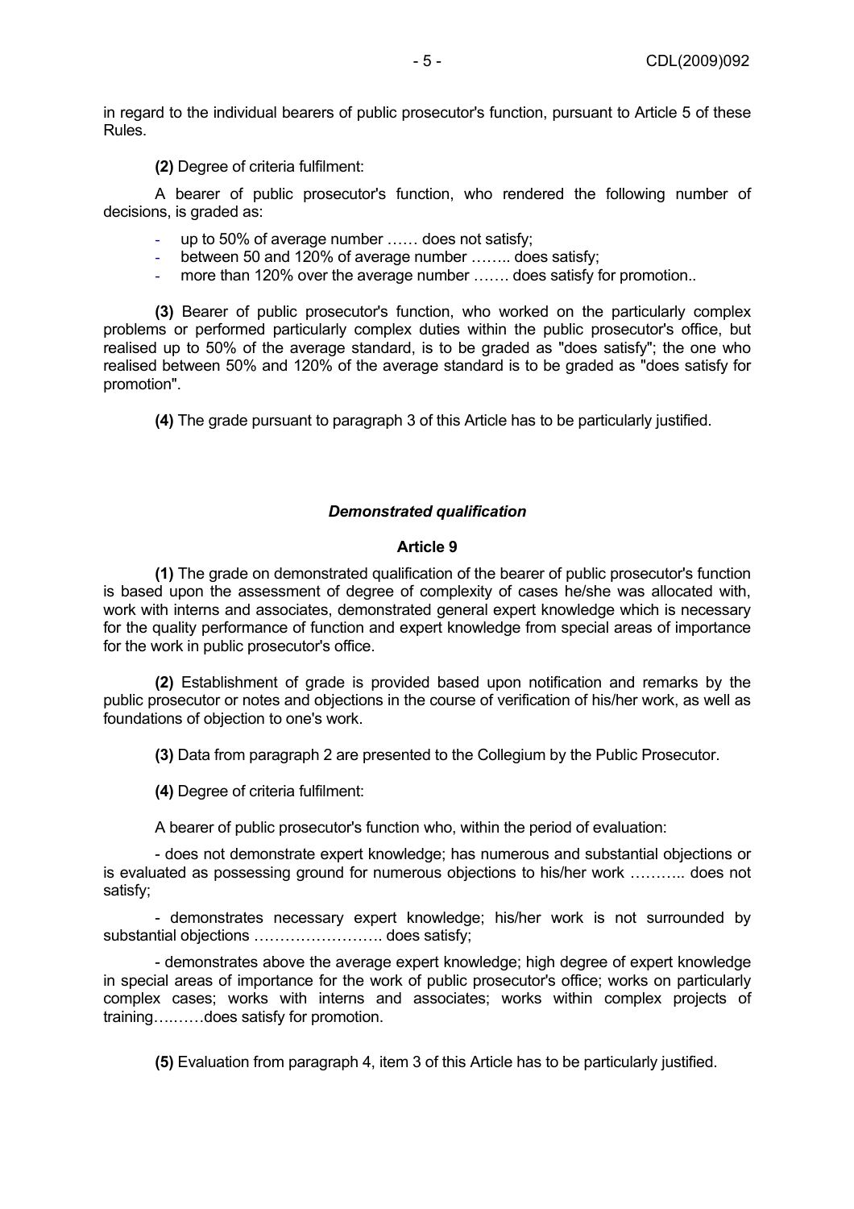in regard to the individual bearers of public prosecutor's function, pursuant to Article 5 of these Rules.

**(2)** Degree of criteria fulfilment:

A bearer of public prosecutor's function, who rendered the following number of decisions, is graded as:

- up to 50% of average number …… does not satisfy;
- between 50 and 120% of average number …….. does satisfy;
- more than 120% over the average number ……. does satisfy for promotion..

**(3)** Bearer of public prosecutor's function, who worked on the particularly complex problems or performed particularly complex duties within the public prosecutor's office, but realised up to 50% of the average standard, is to be graded as "does satisfy"; the one who realised between 50% and 120% of the average standard is to be graded as "does satisfy for promotion".

**(4)** The grade pursuant to paragraph 3 of this Article has to be particularly justified.

***Demonstrated qualification***

**Article 9**

**(1)** The grade on demonstrated qualification of the bearer of public prosecutor's function is based upon the assessment of degree of complexity of cases he/she was allocated with, work with interns and associates, demonstrated general expert knowledge which is necessary for the quality performance of function and expert knowledge from special areas of importance for the work in public prosecutor's office.

**(2)** Establishment of grade is provided based upon notification and remarks by the public prosecutor or notes and objections in the course of verification of his/her work, as well as foundations of objection to one's work.

**(3)** Data from paragraph 2 are presented to the Collegium by the Public Prosecutor.

**(4)** Degree of criteria fulfilment:

A bearer of public prosecutor's function who, within the period of evaluation:

- does not demonstrate expert knowledge; has numerous and substantial objections or is evaluated as possessing ground for numerous objections to his/her work ……….. does not satisfy;

- demonstrates necessary expert knowledge; his/her work is not surrounded by substantial objections ……………………. does satisfy;

- demonstrates above the average expert knowledge; high degree of expert knowledge in special areas of importance for the work of public prosecutor's office; works on particularly complex cases; works with interns and associates; works within complex projects of training….……does satisfy for promotion.

**(5)** Evaluation from paragraph 4, item 3 of this Article has to be particularly justified.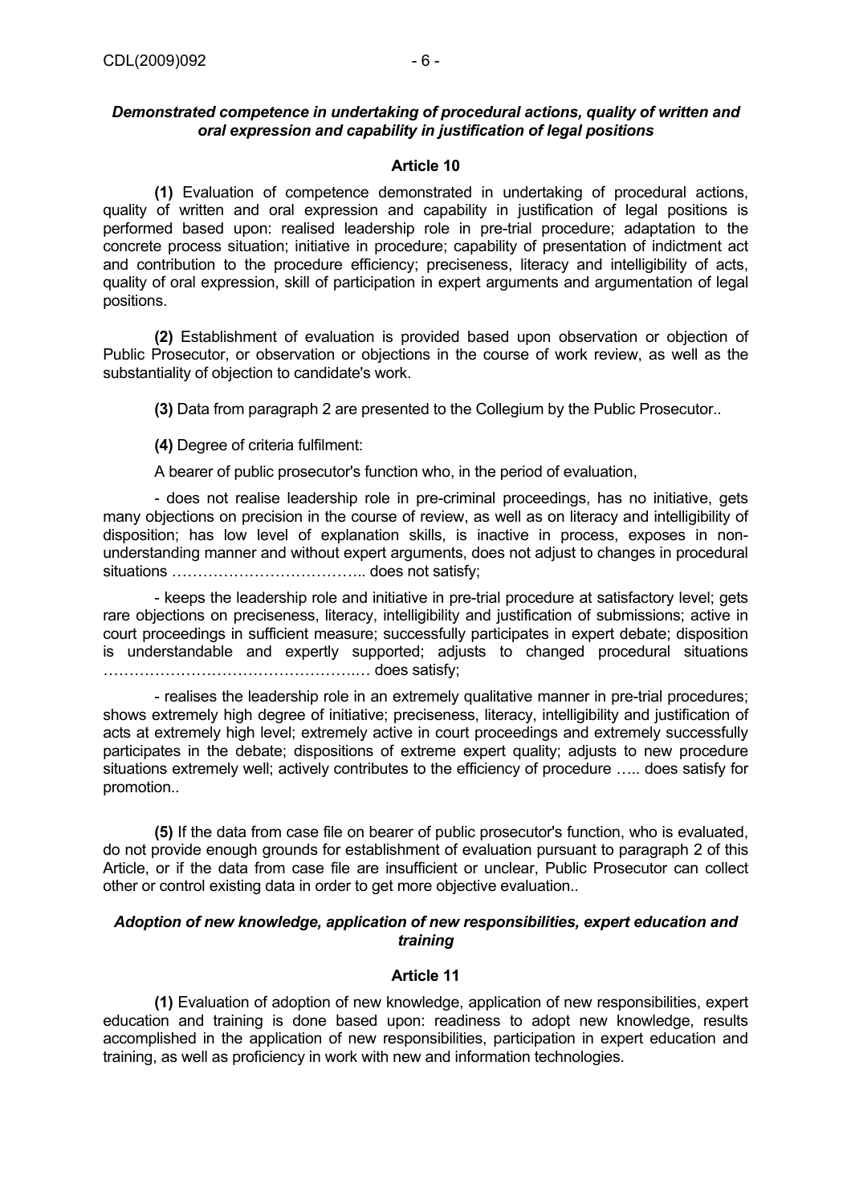***Demonstrated competence in undertaking of procedural actions, quality of written and oral expression and capability in justification of legal positions***

**Article 10**

**(1)** Evaluation of competence demonstrated in undertaking of procedural actions, quality of written and oral expression and capability in justification of legal positions is performed based upon: realised leadership role in pre-trial procedure; adaptation to the concrete process situation; initiative in procedure; capability of presentation of indictment act and contribution to the procedure efficiency; preciseness, literacy and intelligibility of acts, quality of oral expression, skill of participation in expert arguments and argumentation of legal positions.

**(2)** Establishment of evaluation is provided based upon observation or objection of Public Prosecutor, or observation or objections in the course of work review, as well as the substantiality of objection to candidate's work.

**(3)** Data from paragraph 2 are presented to the Collegium by the Public Prosecutor..

**(4)** Degree of criteria fulfilment:

A bearer of public prosecutor's function who, in the period of evaluation,

- does not realise leadership role in pre-criminal proceedings, has no initiative, gets many objections on precision in the course of review, as well as on literacy and intelligibility of disposition; has low level of explanation skills, is inactive in process, exposes in non-understanding manner and without expert arguments, does not adjust to changes in procedural situations ……………………………….. does not satisfy;

- keeps the leadership role and initiative in pre-trial procedure at satisfactory level; gets rare objections on preciseness, literacy, intelligibility and justification of submissions; active in court proceedings in sufficient measure; successfully participates in expert debate; disposition is understandable and expertly supported; adjusts to changed procedural situations ……………………………………….… does satisfy;

- realises the leadership role in an extremely qualitative manner in pre-trial procedures; shows extremely high degree of initiative; preciseness, literacy, intelligibility and justification of acts at extremely high level; extremely active in court proceedings and extremely successfully participates in the debate; dispositions of extreme expert quality; adjusts to new procedure situations extremely well; actively contributes to the efficiency of procedure ….. does satisfy for promotion..

**(5)** If the data from case file on bearer of public prosecutor's function, who is evaluated, do not provide enough grounds for establishment of evaluation pursuant to paragraph 2 of this Article, or if the data from case file are insufficient or unclear, Public Prosecutor can collect other or control existing data in order to get more objective evaluation..

***Adoption of new knowledge, application of new responsibilities, expert education and training***

**Article 11**

**(1)** Evaluation of adoption of new knowledge, application of new responsibilities, expert education and training is done based upon: readiness to adopt new knowledge, results accomplished in the application of new responsibilities, participation in expert education and training, as well as proficiency in work with new and information technologies.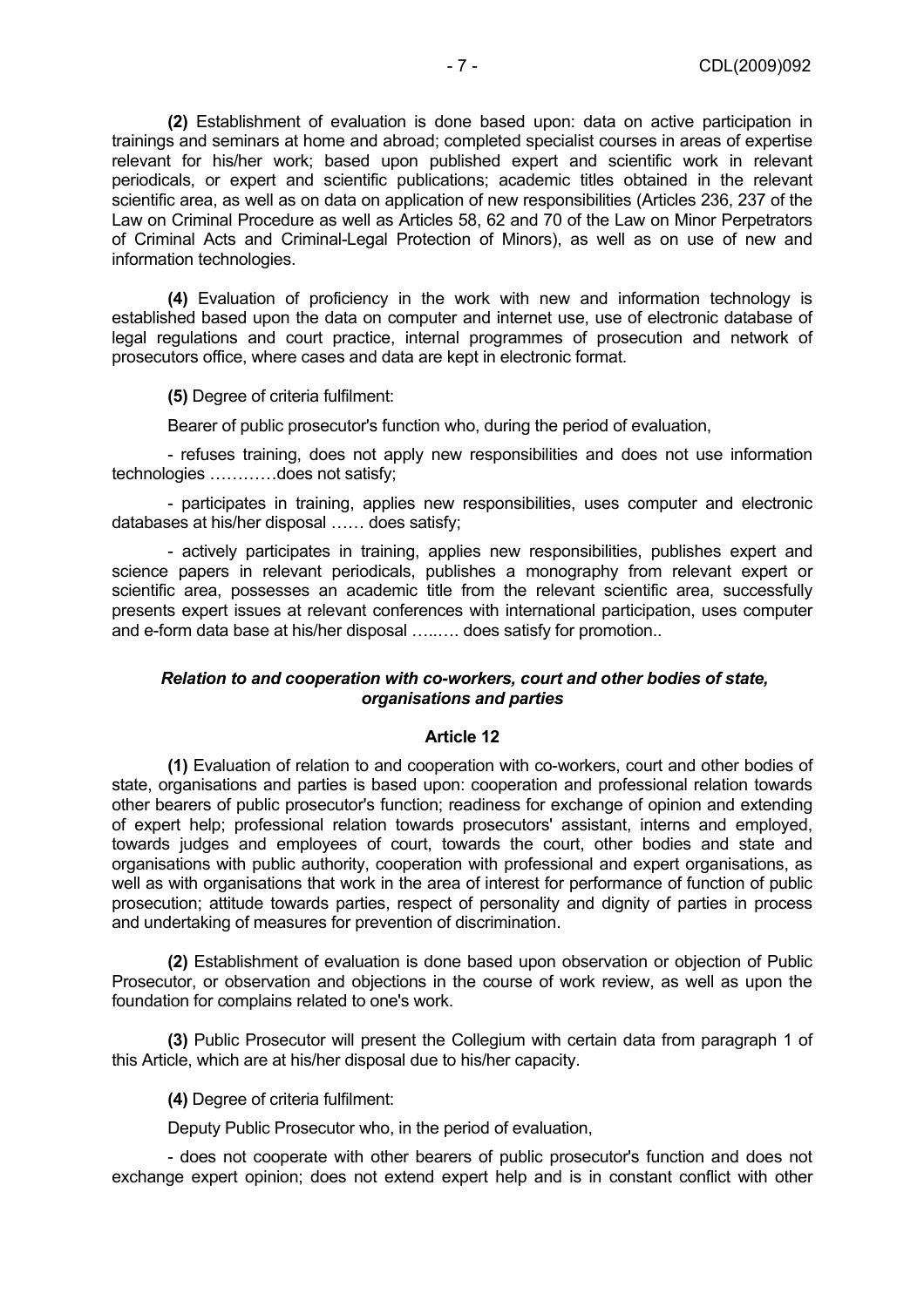**(2)** Establishment of evaluation is done based upon: data on active participation in trainings and seminars at home and abroad; completed specialist courses in areas of expertise relevant for his/her work; based upon published expert and scientific work in relevant periodicals, or expert and scientific publications; academic titles obtained in the relevant scientific area, as well as on data on application of new responsibilities (Articles 236, 237 of the Law on Criminal Procedure as well as Articles 58, 62 and 70 of the Law on Minor Perpetrators of Criminal Acts and Criminal-Legal Protection of Minors), as well as on use of new and information technologies.

**(4)** Evaluation of proficiency in the work with new and information technology is established based upon the data on computer and internet use, use of electronic database of legal regulations and court practice, internal programmes of prosecution and network of prosecutors office, where cases and data are kept in electronic format.

**(5)** Degree of criteria fulfilment:

Bearer of public prosecutor's function who, during the period of evaluation,

- refuses training, does not apply new responsibilities and does not use information technologies …………does not satisfy;

- participates in training, applies new responsibilities, uses computer and electronic databases at his/her disposal …… does satisfy;

- actively participates in training, applies new responsibilities, publishes expert and science papers in relevant periodicals, publishes a monography from relevant expert or scientific area, possesses an academic title from the relevant scientific area, successfully presents expert issues at relevant conferences with international participation, uses computer and e-form data base at his/her disposal …..…. does satisfy for promotion..

***Relation to and cooperation with co-workers, court and other bodies of state, organisations and parties***

**Article 12**

**(1)** Evaluation of relation to and cooperation with co-workers, court and other bodies of state, organisations and parties is based upon: cooperation and professional relation towards other bearers of public prosecutor's function; readiness for exchange of opinion and extending of expert help; professional relation towards prosecutors' assistant, interns and employed, towards judges and employees of court, towards the court, other bodies and state and organisations with public authority, cooperation with professional and expert organisations, as well as with organisations that work in the area of interest for performance of function of public prosecution; attitude towards parties, respect of personality and dignity of parties in process and undertaking of measures for prevention of discrimination.

**(2)** Establishment of evaluation is done based upon observation or objection of Public Prosecutor, or observation and objections in the course of work review, as well as upon the foundation for complains related to one's work.

**(3)** Public Prosecutor will present the Collegium with certain data from paragraph 1 of this Article, which are at his/her disposal due to his/her capacity.

**(4)** Degree of criteria fulfilment:

Deputy Public Prosecutor who, in the period of evaluation,

- does not cooperate with other bearers of public prosecutor's function and does not exchange expert opinion; does not extend expert help and is in constant conflict with other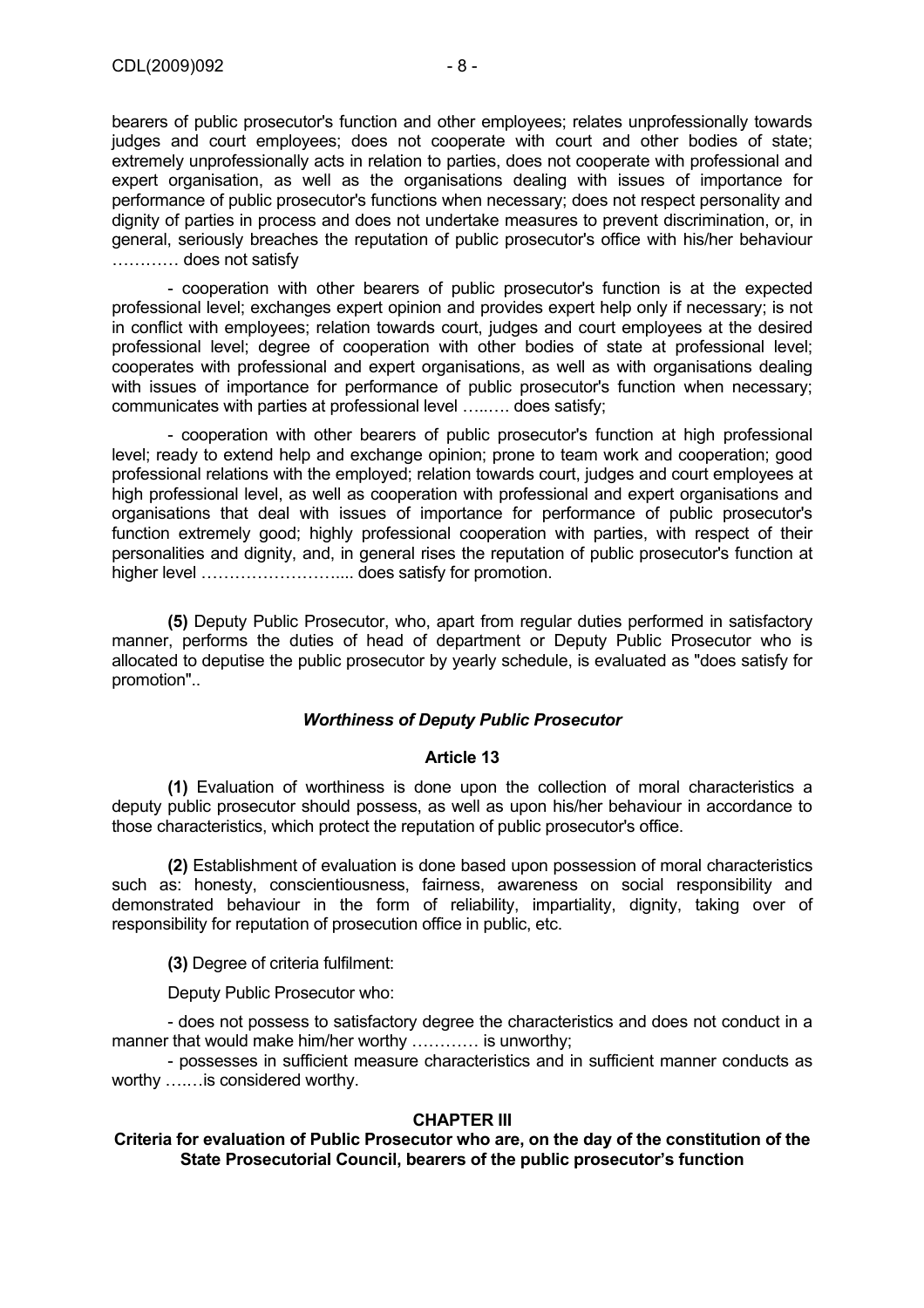bearers of public prosecutor's function and other employees; relates unprofessionally towards judges and court employees; does not cooperate with court and other bodies of state; extremely unprofessionally acts in relation to parties, does not cooperate with professional and expert organisation, as well as the organisations dealing with issues of importance for performance of public prosecutor's functions when necessary; does not respect personality and dignity of parties in process and does not undertake measures to prevent discrimination, or, in general, seriously breaches the reputation of public prosecutor's office with his/her behaviour ………… does not satisfy

- cooperation with other bearers of public prosecutor's function is at the expected professional level; exchanges expert opinion and provides expert help only if necessary; is not in conflict with employees; relation towards court, judges and court employees at the desired professional level; degree of cooperation with other bodies of state at professional level; cooperates with professional and expert organisations, as well as with organisations dealing with issues of importance for performance of public prosecutor's function when necessary; communicates with parties at professional level …..…. does satisfy;

- cooperation with other bearers of public prosecutor's function at high professional level; ready to extend help and exchange opinion; prone to team work and cooperation; good professional relations with the employed; relation towards court, judges and court employees at high professional level, as well as cooperation with professional and expert organisations and organisations that deal with issues of importance for performance of public prosecutor's function extremely good; highly professional cooperation with parties, with respect of their personalities and dignity, and, in general rises the reputation of public prosecutor's function at higher level …………………….... does satisfy for promotion.

**(5)** Deputy Public Prosecutor, who, apart from regular duties performed in satisfactory manner, performs the duties of head of department or Deputy Public Prosecutor who is allocated to deputise the public prosecutor by yearly schedule, is evaluated as "does satisfy for promotion"..

### *Worthiness of Deputy Public Prosecutor*

#### Article 13

**(1)** Evaluation of worthiness is done upon the collection of moral characteristics a deputy public prosecutor should possess, as well as upon his/her behaviour in accordance to those characteristics, which protect the reputation of public prosecutor's office.

**(2)** Establishment of evaluation is done based upon possession of moral characteristics such as: honesty, conscientiousness, fairness, awareness on social responsibility and demonstrated behaviour in the form of reliability, impartiality, dignity, taking over of responsibility for reputation of prosecution office in public, etc.

**(3)** Degree of criteria fulfilment:

Deputy Public Prosecutor who:

- does not possess to satisfactory degree the characteristics and does not conduct in a manner that would make him/her worthy ………… is unworthy;

- possesses in sufficient measure characteristics and in sufficient manner conducts as worthy …..…is considered worthy.

## CHAPTER III

## Criteria for evaluation of Public Prosecutor who are, on the day of the constitution of the State Prosecutorial Council, bearers of the public prosecutor's function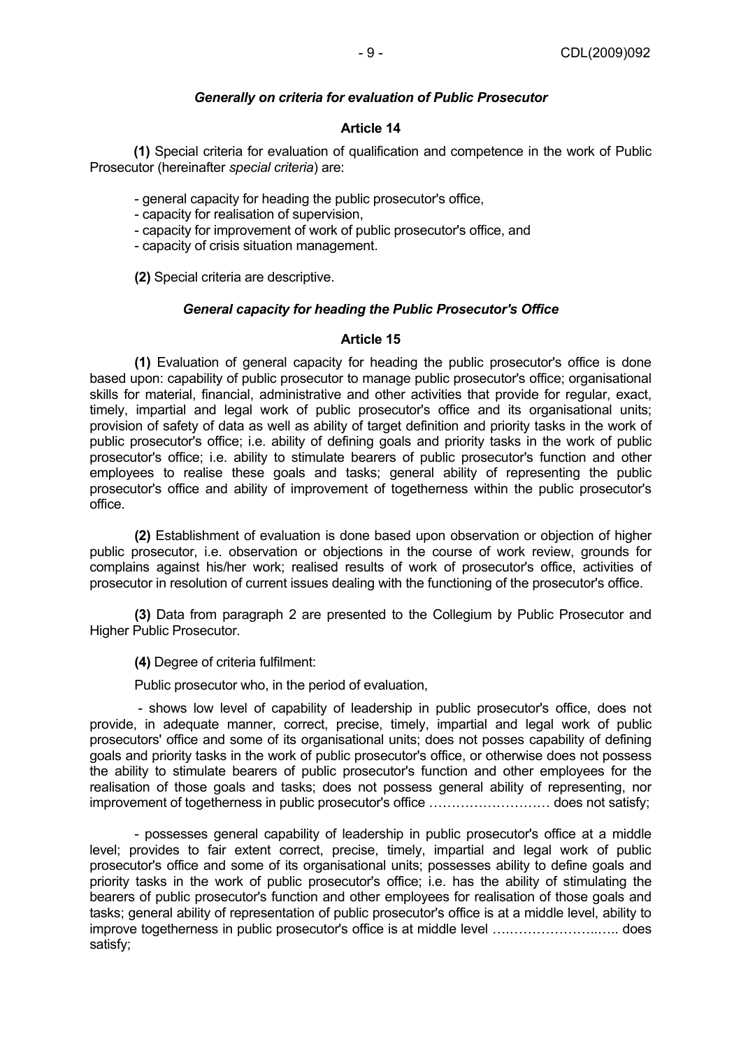### *Generally on criteria for evaluation of Public Prosecutor*

**Article 14**

**(1)** Special criteria for evaluation of qualification and competence in the work of Public Prosecutor (hereinafter *special criteria*) are:

- general capacity for heading the public prosecutor's office,
- capacity for realisation of supervision,
- capacity for improvement of work of public prosecutor's office, and
- capacity of crisis situation management.

**(2)** Special criteria are descriptive.

### *General capacity for heading the Public Prosecutor's Office*

**Article 15**

**(1)** Evaluation of general capacity for heading the public prosecutor's office is done based upon: capability of public prosecutor to manage public prosecutor's office; organisational skills for material, financial, administrative and other activities that provide for regular, exact, timely, impartial and legal work of public prosecutor's office and its organisational units; provision of safety of data as well as ability of target definition and priority tasks in the work of public prosecutor's office; i.e. ability of defining goals and priority tasks in the work of public prosecutor's office; i.e. ability to stimulate bearers of public prosecutor's function and other employees to realise these goals and tasks; general ability of representing the public prosecutor's office and ability of improvement of togetherness within the public prosecutor's office.

**(2)** Establishment of evaluation is done based upon observation or objection of higher public prosecutor, i.e. observation or objections in the course of work review, grounds for complains against his/her work; realised results of work of prosecutor's office, activities of prosecutor in resolution of current issues dealing with the functioning of the prosecutor's office.

**(3)** Data from paragraph 2 are presented to the Collegium by Public Prosecutor and Higher Public Prosecutor.

**(4)** Degree of criteria fulfilment:

Public prosecutor who, in the period of evaluation,

- shows low level of capability of leadership in public prosecutor's office, does not provide, in adequate manner, correct, precise, timely, impartial and legal work of public prosecutors' office and some of its organisational units; does not posses capability of defining goals and priority tasks in the work of public prosecutor's office, or otherwise does not possess the ability to stimulate bearers of public prosecutor's function and other employees for the realisation of those goals and tasks; does not possess general ability of representing, nor improvement of togetherness in public prosecutor's office ……………………… does not satisfy;

- possesses general capability of leadership in public prosecutor's office at a middle level; provides to fair extent correct, precise, timely, impartial and legal work of public prosecutor's office and some of its organisational units; possesses ability to define goals and priority tasks in the work of public prosecutor's office; i.e. has the ability of stimulating the bearers of public prosecutor's function and other employees for realisation of those goals and tasks; general ability of representation of public prosecutor's office is at a middle level, ability to improve togetherness in public prosecutor's office is at middle level ….………………..….. does satisfy;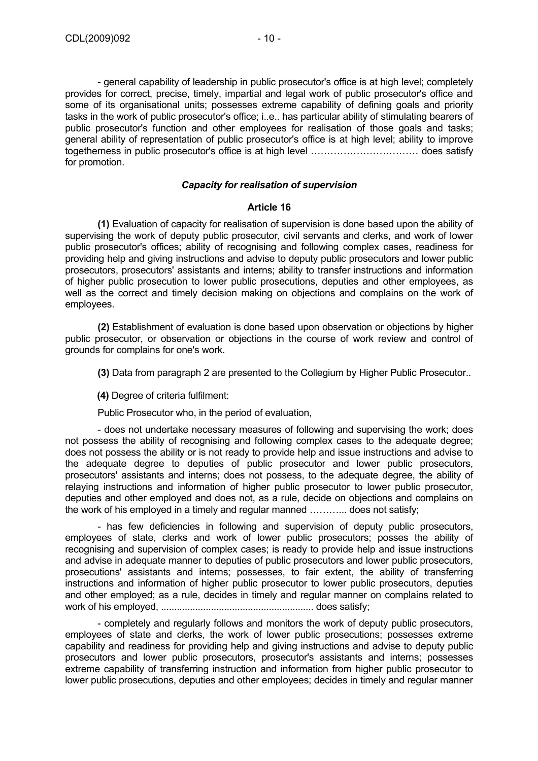- general capability of leadership in public prosecutor's office is at high level; completely provides for correct, precise, timely, impartial and legal work of public prosecutor's office and some of its organisational units; possesses extreme capability of defining goals and priority tasks in the work of public prosecutor's office; i..e.. has particular ability of stimulating bearers of public prosecutor's function and other employees for realisation of those goals and tasks; general ability of representation of public prosecutor's office is at high level; ability to improve togetherness in public prosecutor's office is at high level …………………………… does satisfy for promotion.

***Capacity for realisation of supervision***

**Article 16**

**(1)** Evaluation of capacity for realisation of supervision is done based upon the ability of supervising the work of deputy public prosecutor, civil servants and clerks, and work of lower public prosecutor's offices; ability of recognising and following complex cases, readiness for providing help and giving instructions and advise to deputy public prosecutors and lower public prosecutors, prosecutors' assistants and interns; ability to transfer instructions and information of higher public prosecution to lower public prosecutions, deputies and other employees, as well as the correct and timely decision making on objections and complains on the work of employees.

**(2)** Establishment of evaluation is done based upon observation or objections by higher public prosecutor, or observation or objections in the course of work review and control of grounds for complains for one's work.

**(3)** Data from paragraph 2 are presented to the Collegium by Higher Public Prosecutor..

**(4)** Degree of criteria fulfilment:

Public Prosecutor who, in the period of evaluation,

- does not undertake necessary measures of following and supervising the work; does not possess the ability of recognising and following complex cases to the adequate degree; does not possess the ability or is not ready to provide help and issue instructions and advise to the adequate degree to deputies of public prosecutor and lower public prosecutors, prosecutors' assistants and interns; does not possess, to the adequate degree, the ability of relaying instructions and information of higher public prosecutor to lower public prosecutor, deputies and other employed and does not, as a rule, decide on objections and complains on the work of his employed in a timely and regular manned ………... does not satisfy;

- has few deficiencies in following and supervision of deputy public prosecutors, employees of state, clerks and work of lower public prosecutors; posses the ability of recognising and supervision of complex cases; is ready to provide help and issue instructions and advise in adequate manner to deputies of public prosecutors and lower public prosecutors, prosecutions' assistants and interns; possesses, to fair extent, the ability of transferring instructions and information of higher public prosecutor to lower public prosecutors, deputies and other employed; as a rule, decides in timely and regular manner on complains related to work of his employed, ......................................................... does satisfy;

- completely and regularly follows and monitors the work of deputy public prosecutors, employees of state and clerks, the work of lower public prosecutions; possesses extreme capability and readiness for providing help and giving instructions and advise to deputy public prosecutors and lower public prosecutors, prosecutor's assistants and interns; possesses extreme capability of transferring instruction and information from higher public prosecutor to lower public prosecutions, deputies and other employees; decides in timely and regular manner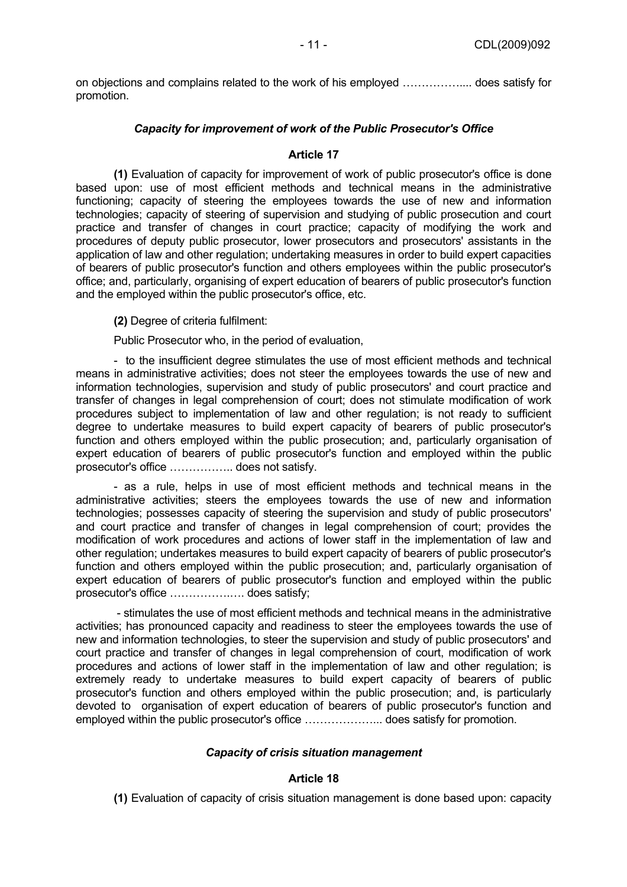on objections and complains related to the work of his employed …………….... does satisfy for promotion.

### *Capacity for improvement of work of the Public Prosecutor's Office*

### Article 17

**(1)** Evaluation of capacity for improvement of work of public prosecutor's office is done based upon: use of most efficient methods and technical means in the administrative functioning; capacity of steering the employees towards the use of new and information technologies; capacity of steering of supervision and studying of public prosecution and court practice and transfer of changes in court practice; capacity of modifying the work and procedures of deputy public prosecutor, lower prosecutors and prosecutors' assistants in the application of law and other regulation; undertaking measures in order to build expert capacities of bearers of public prosecutor's function and others employees within the public prosecutor's office; and, particularly, organising of expert education of bearers of public prosecutor's function and the employed within the public prosecutor's office, etc.

**(2)** Degree of criteria fulfilment:

Public Prosecutor who, in the period of evaluation,

- to the insufficient degree stimulates the use of most efficient methods and technical means in administrative activities; does not steer the employees towards the use of new and information technologies, supervision and study of public prosecutors' and court practice and transfer of changes in legal comprehension of court; does not stimulate modification of work procedures subject to implementation of law and other regulation; is not ready to sufficient degree to undertake measures to build expert capacity of bearers of public prosecutor's function and others employed within the public prosecution; and, particularly organisation of expert education of bearers of public prosecutor's function and employed within the public prosecutor's office …………….. does not satisfy.

- as a rule, helps in use of most efficient methods and technical means in the administrative activities; steers the employees towards the use of new and information technologies; possesses capacity of steering the supervision and study of public prosecutors' and court practice and transfer of changes in legal comprehension of court; provides the modification of work procedures and actions of lower staff in the implementation of law and other regulation; undertakes measures to build expert capacity of bearers of public prosecutor's function and others employed within the public prosecution; and, particularly organisation of expert education of bearers of public prosecutor's function and employed within the public prosecutor's office ………………. does satisfy;

- stimulates the use of most efficient methods and technical means in the administrative activities; has pronounced capacity and readiness to steer the employees towards the use of new and information technologies, to steer the supervision and study of public prosecutors' and court practice and transfer of changes in legal comprehension of court, modification of work procedures and actions of lower staff in the implementation of law and other regulation; is extremely ready to undertake measures to build expert capacity of bearers of public prosecutor's function and others employed within the public prosecution; and, is particularly devoted to organisation of expert education of bearers of public prosecutor's function and employed within the public prosecutor's office ………………... does satisfy for promotion.

### *Capacity of crisis situation management*

### Article 18

**(1)** Evaluation of capacity of crisis situation management is done based upon: capacity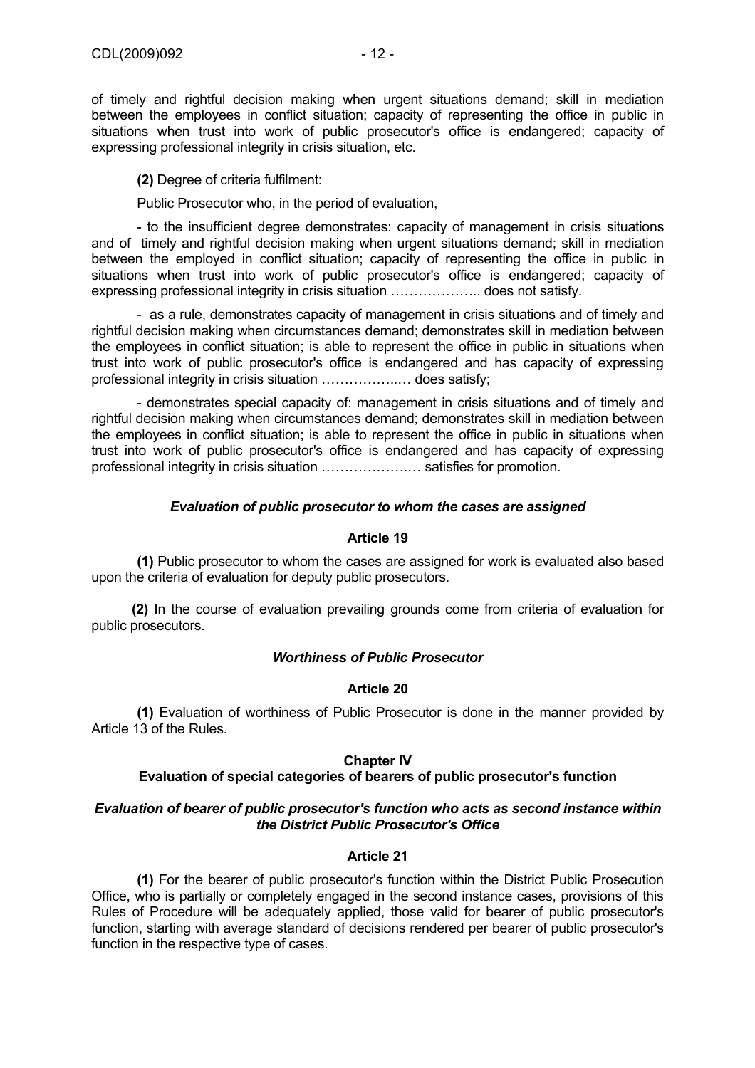of timely and rightful decision making when urgent situations demand; skill in mediation between the employees in conflict situation; capacity of representing the office in public in situations when trust into work of public prosecutor's office is endangered; capacity of expressing professional integrity in crisis situation, etc.

**(2)** Degree of criteria fulfilment:

Public Prosecutor who, in the period of evaluation,

- to the insufficient degree demonstrates: capacity of management in crisis situations and of timely and rightful decision making when urgent situations demand; skill in mediation between the employed in conflict situation; capacity of representing the office in public in situations when trust into work of public prosecutor's office is endangered; capacity of expressing professional integrity in crisis situation ……………….. does not satisfy.

- as a rule, demonstrates capacity of management in crisis situations and of timely and rightful decision making when circumstances demand; demonstrates skill in mediation between the employees in conflict situation; is able to represent the office in public in situations when trust into work of public prosecutor's office is endangered and has capacity of expressing professional integrity in crisis situation ……………..… does satisfy;

- demonstrates special capacity of: management in crisis situations and of timely and rightful decision making when circumstances demand; demonstrates skill in mediation between the employees in conflict situation; is able to represent the office in public in situations when trust into work of public prosecutor's office is endangered and has capacity of expressing professional integrity in crisis situation …………………… satisfies for promotion.

***Evaluation of public prosecutor to whom the cases are assigned***

**Article 19**

**(1)** Public prosecutor to whom the cases are assigned for work is evaluated also based upon the criteria of evaluation for deputy public prosecutors.

**(2)** In the course of evaluation prevailing grounds come from criteria of evaluation for public prosecutors.

***Worthiness of Public Prosecutor***

**Article 20**

**(1)** Evaluation of worthiness of Public Prosecutor is done in the manner provided by Article 13 of the Rules.

**Chapter IV**

**Evaluation of special categories of bearers of public prosecutor's function**

***Evaluation of bearer of public prosecutor's function who acts as second instance within the District Public Prosecutor's Office***

**Article 21**

**(1)** For the bearer of public prosecutor's function within the District Public Prosecution Office, who is partially or completely engaged in the second instance cases, provisions of this Rules of Procedure will be adequately applied, those valid for bearer of public prosecutor's function, starting with average standard of decisions rendered per bearer of public prosecutor's function in the respective type of cases.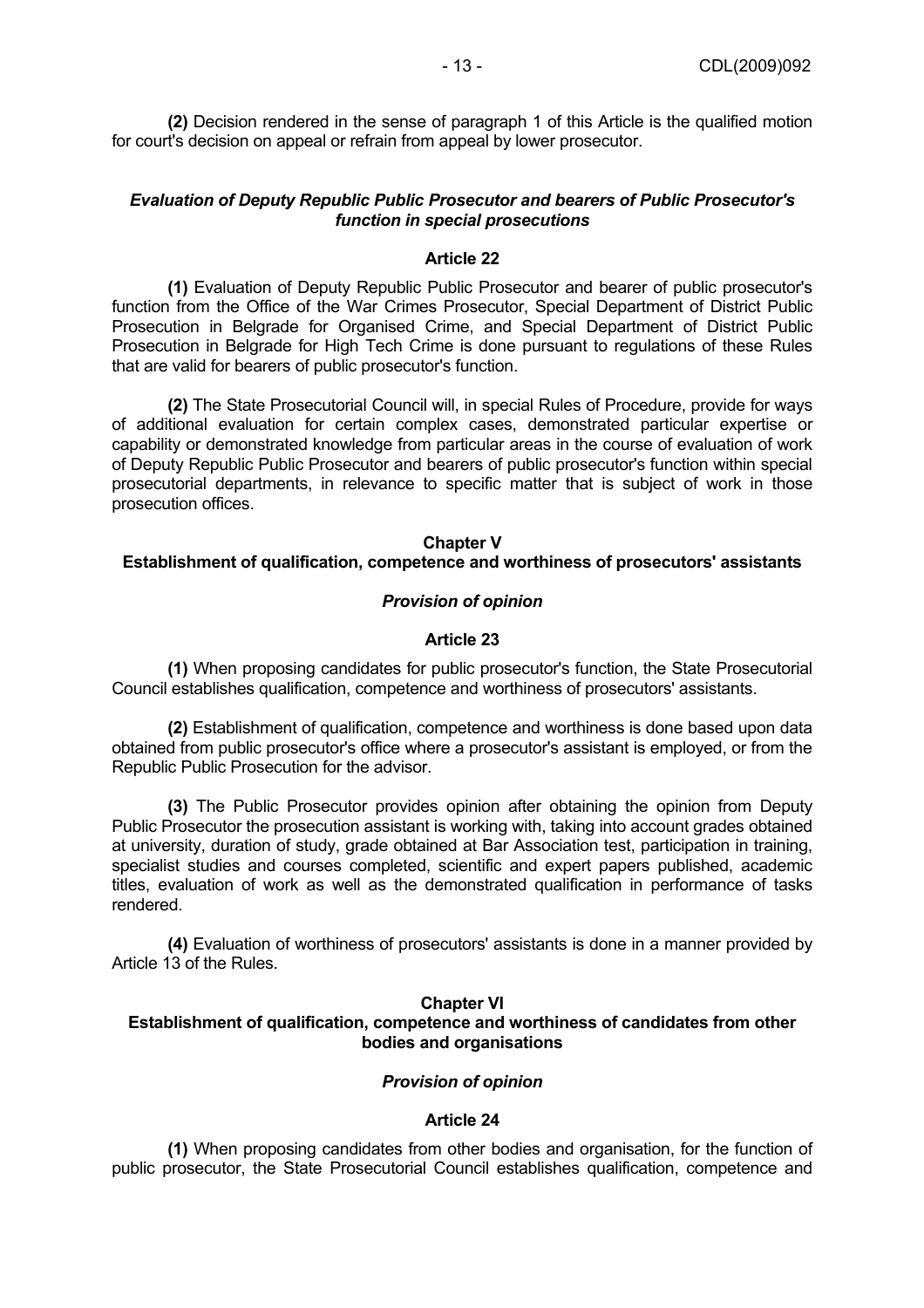**(2)** Decision rendered in the sense of paragraph 1 of this Article is the qualified motion for court's decision on appeal or refrain from appeal by lower prosecutor.

***Evaluation of Deputy Republic Public Prosecutor and bearers of Public Prosecutor's function in special prosecutions***

**Article 22**

**(1)** Evaluation of Deputy Republic Public Prosecutor and bearer of public prosecutor's function from the Office of the War Crimes Prosecutor, Special Department of District Public Prosecution in Belgrade for Organised Crime, and Special Department of District Public Prosecution in Belgrade for High Tech Crime is done pursuant to regulations of these Rules that are valid for bearers of public prosecutor's function.

**(2)** The State Prosecutorial Council will, in special Rules of Procedure, provide for ways of additional evaluation for certain complex cases, demonstrated particular expertise or capability or demonstrated knowledge from particular areas in the course of evaluation of work of Deputy Republic Public Prosecutor and bearers of public prosecutor's function within special prosecutorial departments, in relevance to specific matter that is subject of work in those prosecution offices.

## Chapter V
## Establishment of qualification, competence and worthiness of prosecutors' assistants

***Provision of opinion***

**Article 23**

**(1)** When proposing candidates for public prosecutor's function, the State Prosecutorial Council establishes qualification, competence and worthiness of prosecutors' assistants.

**(2)** Establishment of qualification, competence and worthiness is done based upon data obtained from public prosecutor's office where a prosecutor's assistant is employed, or from the Republic Public Prosecution for the advisor.

**(3)** The Public Prosecutor provides opinion after obtaining the opinion from Deputy Public Prosecutor the prosecution assistant is working with, taking into account grades obtained at university, duration of study, grade obtained at Bar Association test, participation in training, specialist studies and courses completed, scientific and expert papers published, academic titles, evaluation of work as well as the demonstrated qualification in performance of tasks rendered.

**(4)** Evaluation of worthiness of prosecutors' assistants is done in a manner provided by Article 13 of the Rules.

## Chapter VI
## Establishment of qualification, competence and worthiness of candidates from other bodies and organisations

***Provision of opinion***

**Article 24**

**(1)** When proposing candidates from other bodies and organisation, for the function of public prosecutor, the State Prosecutorial Council establishes qualification, competence and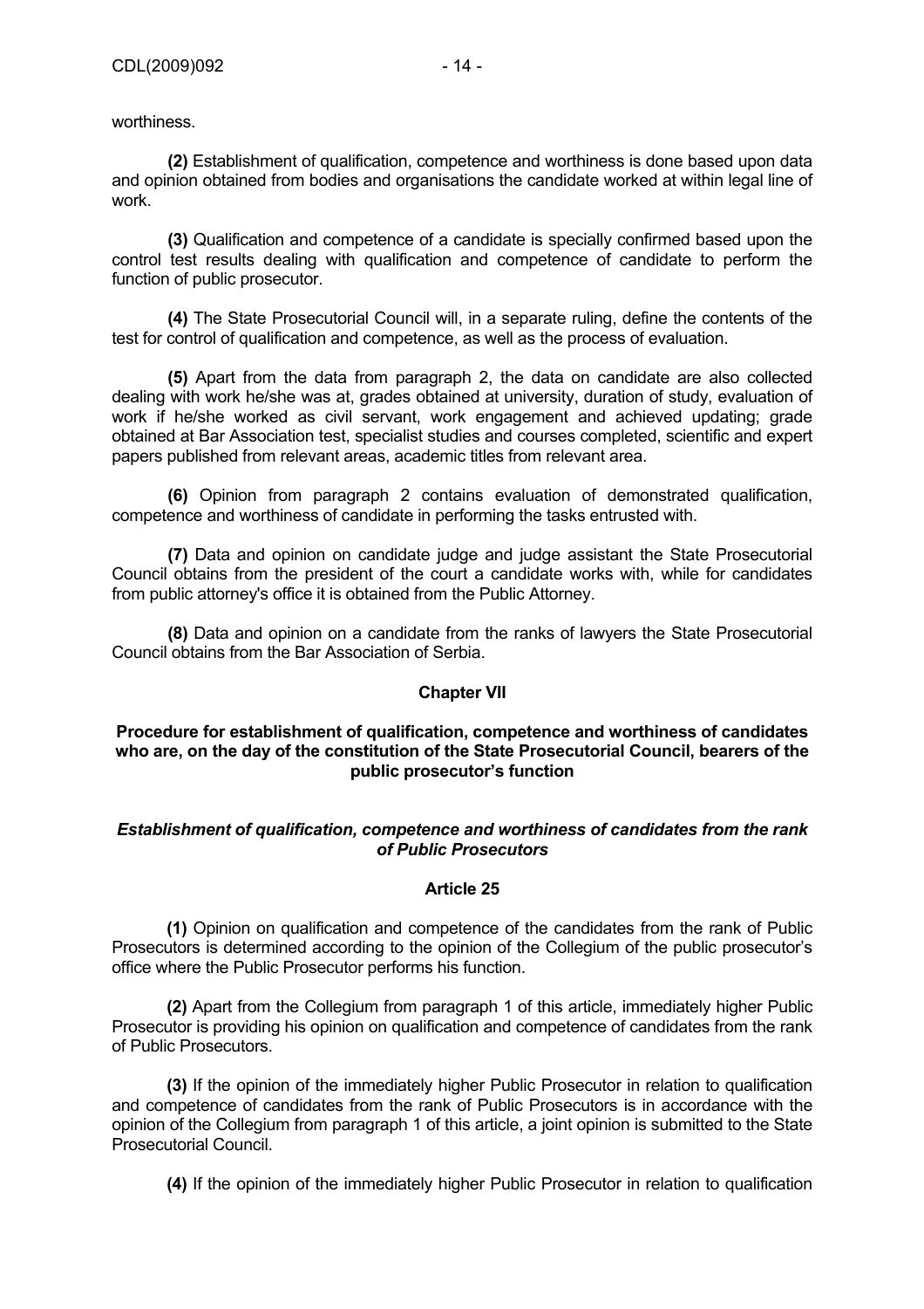worthiness.

**(2)** Establishment of qualification, competence and worthiness is done based upon data and opinion obtained from bodies and organisations the candidate worked at within legal line of work.

**(3)** Qualification and competence of a candidate is specially confirmed based upon the control test results dealing with qualification and competence of candidate to perform the function of public prosecutor.

**(4)** The State Prosecutorial Council will, in a separate ruling, define the contents of the test for control of qualification and competence, as well as the process of evaluation.

**(5)** Apart from the data from paragraph 2, the data on candidate are also collected dealing with work he/she was at, grades obtained at university, duration of study, evaluation of work if he/she worked as civil servant, work engagement and achieved updating; grade obtained at Bar Association test, specialist studies and courses completed, scientific and expert papers published from relevant areas, academic titles from relevant area.

**(6)** Opinion from paragraph 2 contains evaluation of demonstrated qualification, competence and worthiness of candidate in performing the tasks entrusted with.

**(7)** Data and opinion on candidate judge and judge assistant the State Prosecutorial Council obtains from the president of the court a candidate works with, while for candidates from public attorney's office it is obtained from the Public Attorney.

**(8)** Data and opinion on a candidate from the ranks of lawyers the State Prosecutorial Council obtains from the Bar Association of Serbia.

## Chapter VII

### Procedure for establishment of qualification, competence and worthiness of candidates who are, on the day of the constitution of the State Prosecutorial Council, bearers of the public prosecutor's function

#### *Establishment of qualification, competence and worthiness of candidates from the rank of Public Prosecutors*

#### Article 25

**(1)** Opinion on qualification and competence of the candidates from the rank of Public Prosecutors is determined according to the opinion of the Collegium of the public prosecutor's office where the Public Prosecutor performs his function.

**(2)** Apart from the Collegium from paragraph 1 of this article, immediately higher Public Prosecutor is providing his opinion on qualification and competence of candidates from the rank of Public Prosecutors.

**(3)** If the opinion of the immediately higher Public Prosecutor in relation to qualification and competence of candidates from the rank of Public Prosecutors is in accordance with the opinion of the Collegium from paragraph 1 of this article, a joint opinion is submitted to the State Prosecutorial Council.

**(4)** If the opinion of the immediately higher Public Prosecutor in relation to qualification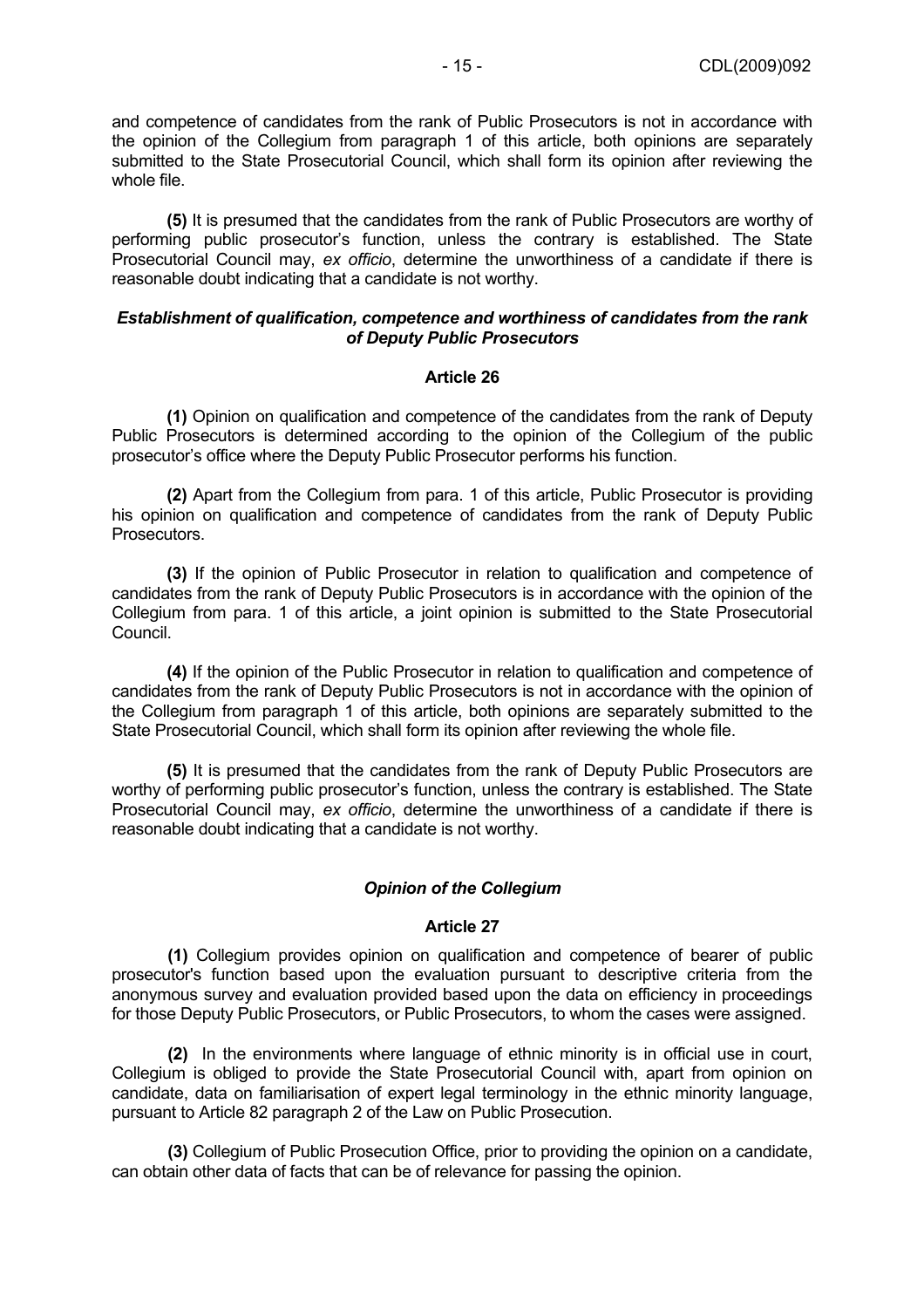and competence of candidates from the rank of Public Prosecutors is not in accordance with the opinion of the Collegium from paragraph 1 of this article, both opinions are separately submitted to the State Prosecutorial Council, which shall form its opinion after reviewing the whole file.

**(5)** It is presumed that the candidates from the rank of Public Prosecutors are worthy of performing public prosecutor's function, unless the contrary is established. The State Prosecutorial Council may, *ex officio*, determine the unworthiness of a candidate if there is reasonable doubt indicating that a candidate is not worthy.

***Establishment of qualification, competence and worthiness of candidates from the rank of Deputy Public Prosecutors***

**Article 26**

**(1)** Opinion on qualification and competence of the candidates from the rank of Deputy Public Prosecutors is determined according to the opinion of the Collegium of the public prosecutor's office where the Deputy Public Prosecutor performs his function.

**(2)** Apart from the Collegium from para. 1 of this article, Public Prosecutor is providing his opinion on qualification and competence of candidates from the rank of Deputy Public Prosecutors.

**(3)** If the opinion of Public Prosecutor in relation to qualification and competence of candidates from the rank of Deputy Public Prosecutors is in accordance with the opinion of the Collegium from para. 1 of this article, a joint opinion is submitted to the State Prosecutorial Council.

**(4)** If the opinion of the Public Prosecutor in relation to qualification and competence of candidates from the rank of Deputy Public Prosecutors is not in accordance with the opinion of the Collegium from paragraph 1 of this article, both opinions are separately submitted to the State Prosecutorial Council, which shall form its opinion after reviewing the whole file.

**(5)** It is presumed that the candidates from the rank of Deputy Public Prosecutors are worthy of performing public prosecutor's function, unless the contrary is established. The State Prosecutorial Council may, *ex officio*, determine the unworthiness of a candidate if there is reasonable doubt indicating that a candidate is not worthy.

***Opinion of the Collegium***

**Article 27**

**(1)** Collegium provides opinion on qualification and competence of bearer of public prosecutor's function based upon the evaluation pursuant to descriptive criteria from the anonymous survey and evaluation provided based upon the data on efficiency in proceedings for those Deputy Public Prosecutors, or Public Prosecutors, to whom the cases were assigned.

**(2)** In the environments where language of ethnic minority is in official use in court, Collegium is obliged to provide the State Prosecutorial Council with, apart from opinion on candidate, data on familiarisation of expert legal terminology in the ethnic minority language, pursuant to Article 82 paragraph 2 of the Law on Public Prosecution.

**(3)** Collegium of Public Prosecution Office, prior to providing the opinion on a candidate, can obtain other data of facts that can be of relevance for passing the opinion.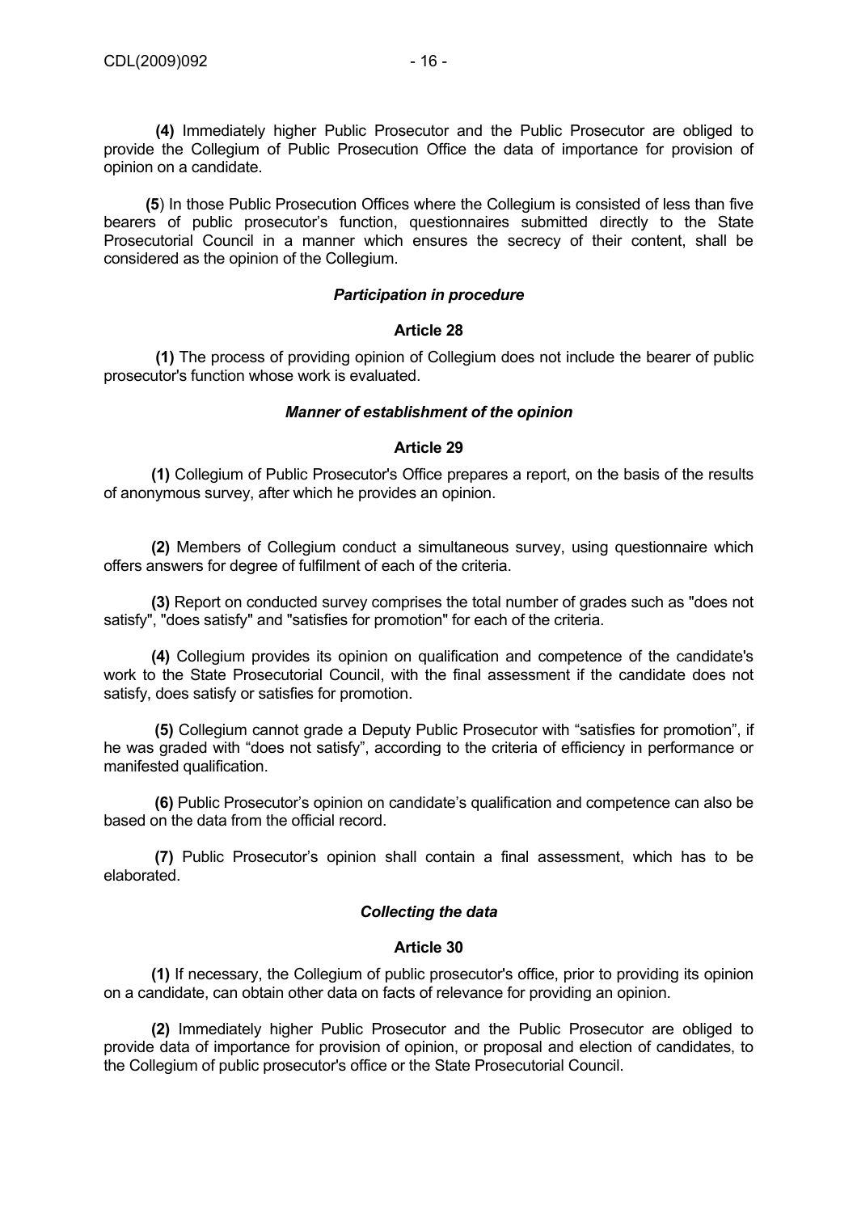**(4)** Immediately higher Public Prosecutor and the Public Prosecutor are obliged to provide the Collegium of Public Prosecution Office the data of importance for provision of opinion on a candidate.

**(5**) In those Public Prosecution Offices where the Collegium is consisted of less than five bearers of public prosecutor's function, questionnaires submitted directly to the State Prosecutorial Council in a manner which ensures the secrecy of their content, shall be considered as the opinion of the Collegium.

***Participation in procedure***

**Article 28**

**(1)** The process of providing opinion of Collegium does not include the bearer of public prosecutor's function whose work is evaluated.

***Manner of establishment of the opinion***

**Article 29**

**(1)** Collegium of Public Prosecutor's Office prepares a report, on the basis of the results of anonymous survey, after which he provides an opinion.

**(2)** Members of Collegium conduct a simultaneous survey, using questionnaire which offers answers for degree of fulfilment of each of the criteria.

**(3)** Report on conducted survey comprises the total number of grades such as "does not satisfy", "does satisfy" and "satisfies for promotion" for each of the criteria.

**(4)** Collegium provides its opinion on qualification and competence of the candidate's work to the State Prosecutorial Council, with the final assessment if the candidate does not satisfy, does satisfy or satisfies for promotion.

**(5)** Collegium cannot grade a Deputy Public Prosecutor with "satisfies for promotion", if he was graded with "does not satisfy", according to the criteria of efficiency in performance or manifested qualification.

**(6)** Public Prosecutor's opinion on candidate's qualification and competence can also be based on the data from the official record.

**(7)** Public Prosecutor's opinion shall contain a final assessment, which has to be elaborated.

***Collecting the data***

**Article 30**

**(1)** If necessary, the Collegium of public prosecutor's office, prior to providing its opinion on a candidate, can obtain other data on facts of relevance for providing an opinion.

**(2)** Immediately higher Public Prosecutor and the Public Prosecutor are obliged to provide data of importance for provision of opinion, or proposal and election of candidates, to the Collegium of public prosecutor's office or the State Prosecutorial Council.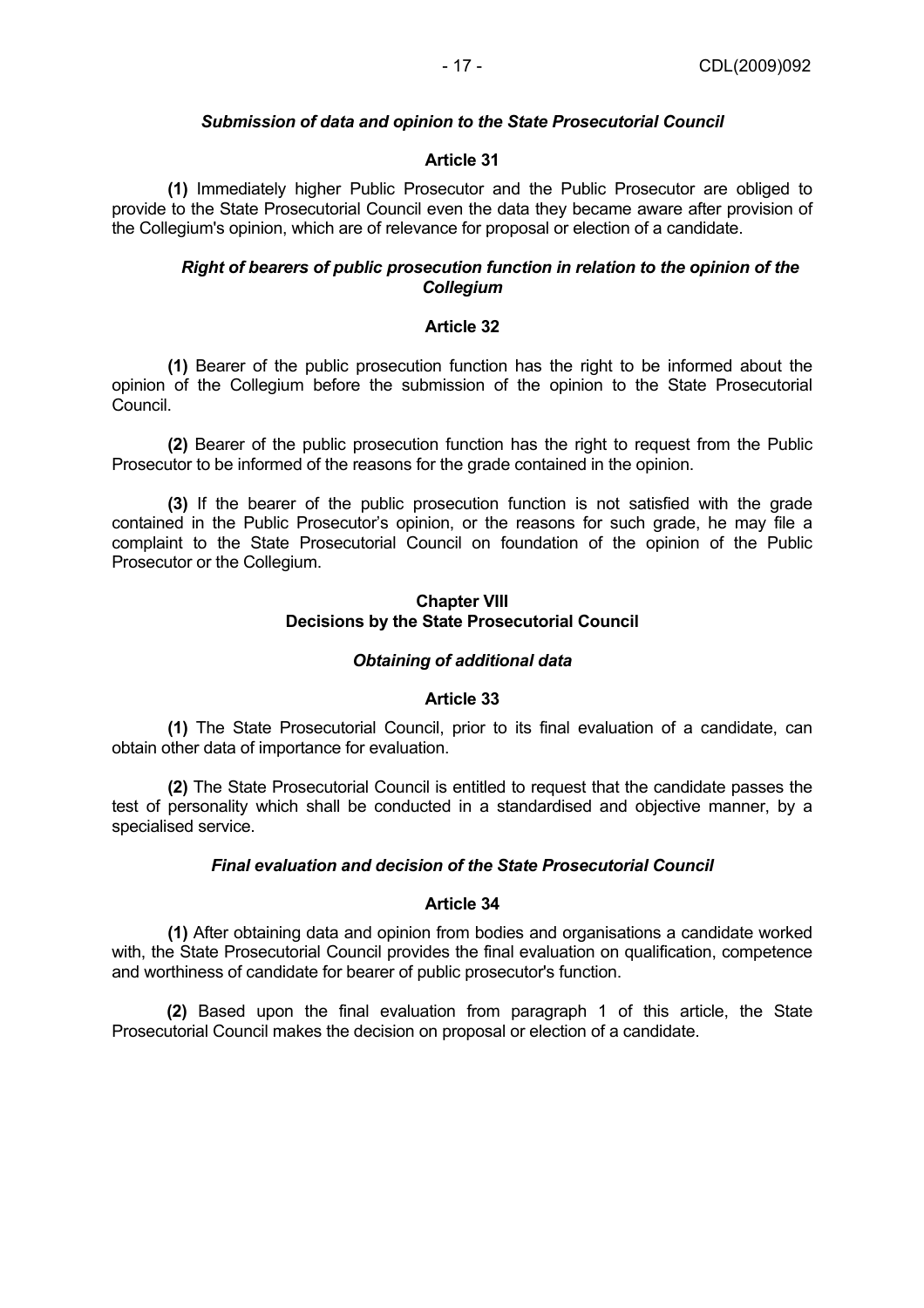### *Submission of data and opinion to the State Prosecutorial Council*

**Article 31**

**(1)** Immediately higher Public Prosecutor and the Public Prosecutor are obliged to provide to the State Prosecutorial Council even the data they became aware after provision of the Collegium's opinion, which are of relevance for proposal or election of a candidate.

### *Right of bearers of public prosecution function in relation to the opinion of the Collegium*

**Article 32**

**(1)** Bearer of the public prosecution function has the right to be informed about the opinion of the Collegium before the submission of the opinion to the State Prosecutorial Council.

**(2)** Bearer of the public prosecution function has the right to request from the Public Prosecutor to be informed of the reasons for the grade contained in the opinion.

**(3)** If the bearer of the public prosecution function is not satisfied with the grade contained in the Public Prosecutor's opinion, or the reasons for such grade, he may file a complaint to the State Prosecutorial Council on foundation of the opinion of the Public Prosecutor or the Collegium.

## Chapter VIII
## Decisions by the State Prosecutorial Council

### *Obtaining of additional data*

**Article 33**

**(1)** The State Prosecutorial Council, prior to its final evaluation of a candidate, can obtain other data of importance for evaluation.

**(2)** The State Prosecutorial Council is entitled to request that the candidate passes the test of personality which shall be conducted in a standardised and objective manner, by a specialised service.

### *Final evaluation and decision of the State Prosecutorial Council*

**Article 34**

**(1)** After obtaining data and opinion from bodies and organisations a candidate worked with, the State Prosecutorial Council provides the final evaluation on qualification, competence and worthiness of candidate for bearer of public prosecutor's function.

**(2)** Based upon the final evaluation from paragraph 1 of this article, the State Prosecutorial Council makes the decision on proposal or election of a candidate.